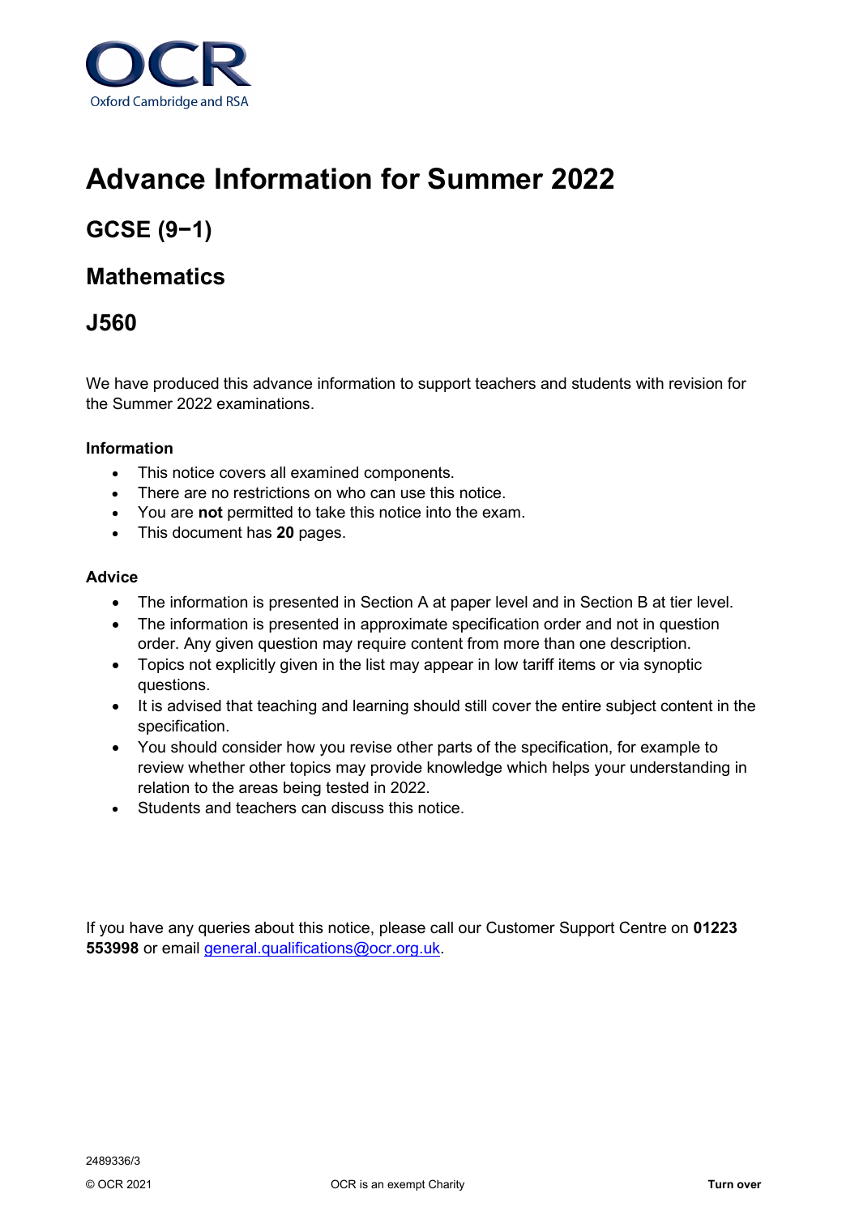OCR
Oxford Cambridge and RSA

# Advance Information for Summer 2022

## GCSE (9−1)

## Mathematics

## J560

We have produced this advance information to support teachers and students with revision for the Summer 2022 examinations.

### Information

- This notice covers all examined components.
- There are no restrictions on who can use this notice.
- You are **not** permitted to take this notice into the exam.
- This document has **20** pages.

### Advice

- The information is presented in Section A at paper level and in Section B at tier level.
- The information is presented in approximate specification order and not in question order. Any given question may require content from more than one description.
- Topics not explicitly given in the list may appear in low tariff items or via synoptic questions.
- It is advised that teaching and learning should still cover the entire subject content in the specification.
- You should consider how you revise other parts of the specification, for example to review whether other topics may provide knowledge which helps your understanding in relation to the areas being tested in 2022.
- Students and teachers can discuss this notice.

If you have any queries about this notice, please call our Customer Support Centre on **01223 553998** or email general.qualifications@ocr.org.uk.

2489336/3

© OCR 2021 OCR is an exempt Charity **Turn over**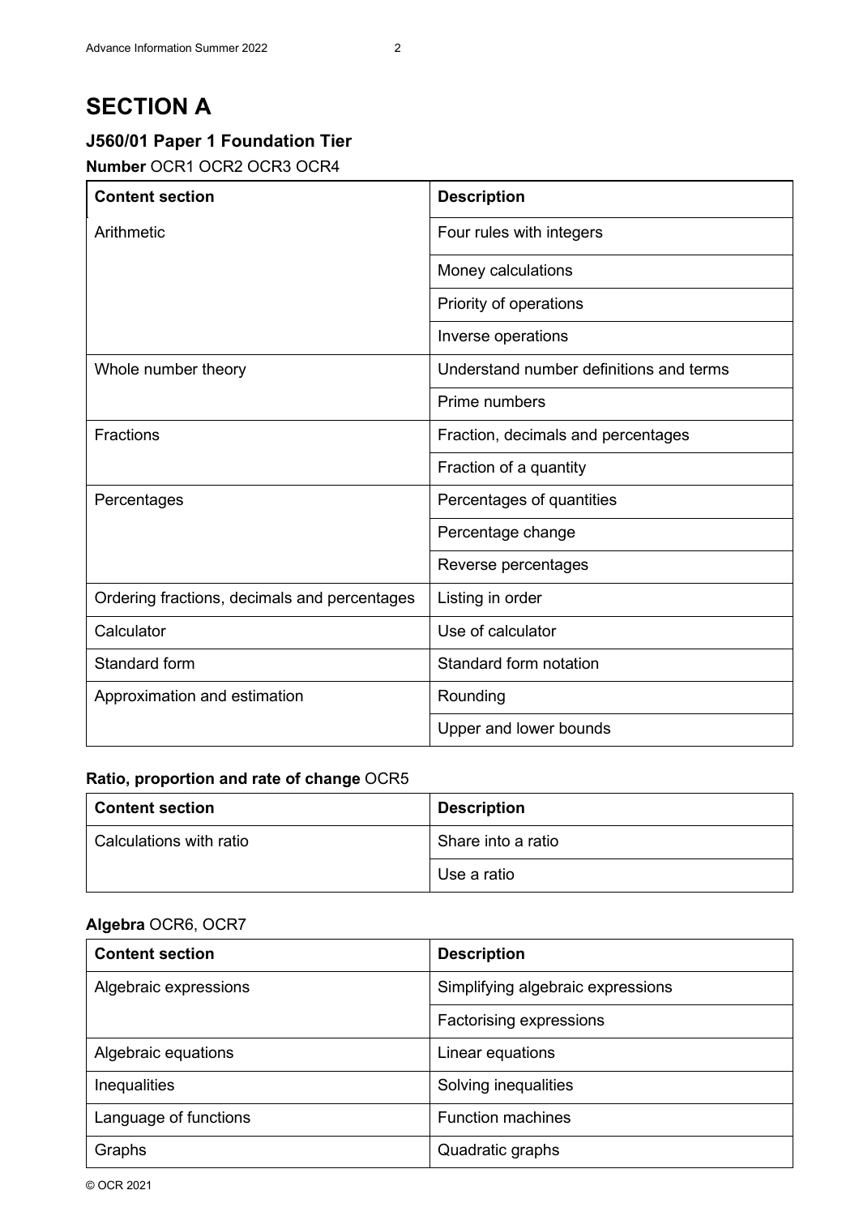# SECTION A

## J560/01 Paper 1 Foundation Tier

**Number** OCR1 OCR2 OCR3 OCR4

| Content section | Description |
| --- | --- |
| Arithmetic | Four rules with integers |
| | Money calculations |
| | Priority of operations |
| | Inverse operations |
| Whole number theory | Understand number definitions and terms |
| | Prime numbers |
| Fractions | Fraction, decimals and percentages |
| | Fraction of a quantity |
| Percentages | Percentages of quantities |
| | Percentage change |
| | Reverse percentages |
| Ordering fractions, decimals and percentages | Listing in order |
| Calculator | Use of calculator |
| Standard form | Standard form notation |
| Approximation and estimation | Rounding |
| | Upper and lower bounds |

**Ratio, proportion and rate of change** OCR5

| Content section | Description |
| --- | --- |
| Calculations with ratio | Share into a ratio |
| | Use a ratio |

**Algebra** OCR6, OCR7

| Content section | Description |
| --- | --- |
| Algebraic expressions | Simplifying algebraic expressions |
| | Factorising expressions |
| Algebraic equations | Linear equations |
| Inequalities | Solving inequalities |
| Language of functions | Function machines |
| Graphs | Quadratic graphs |

© OCR 2021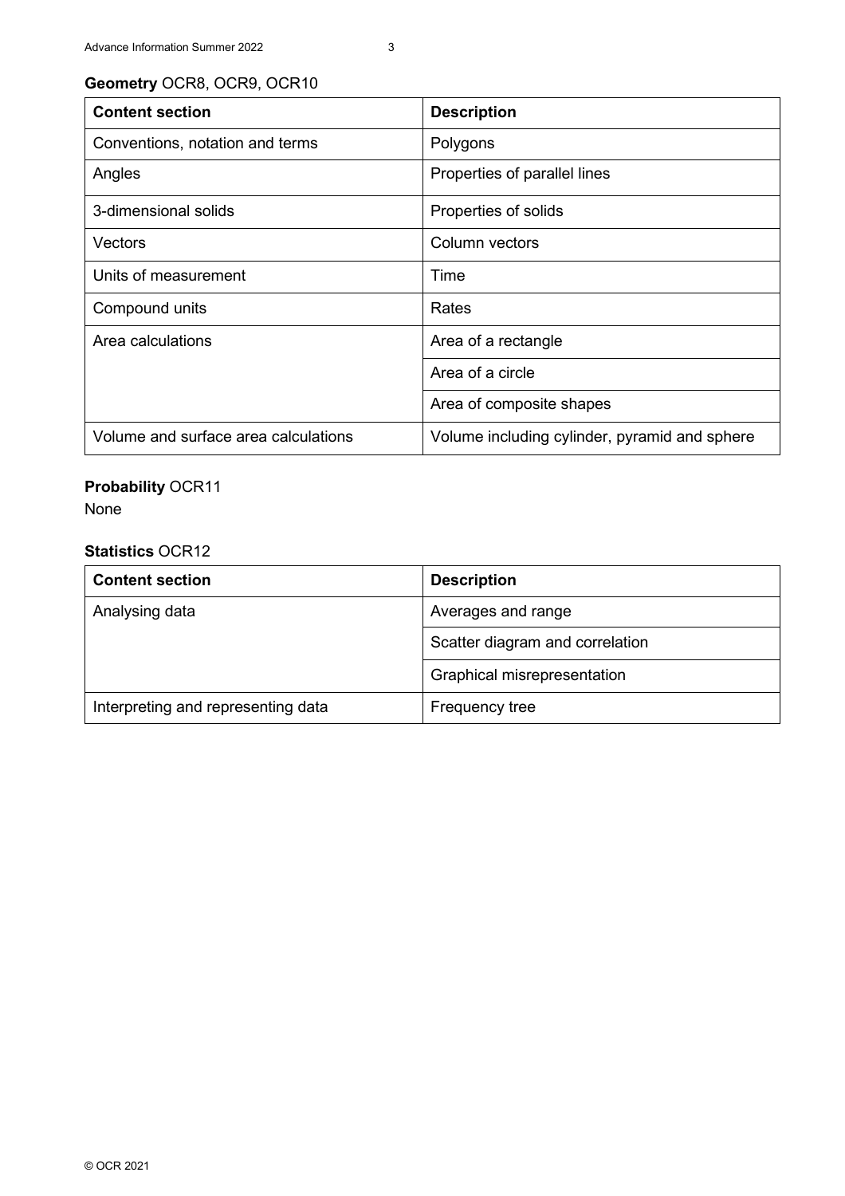**Geometry** OCR8, OCR9, OCR10

| Content section | Description |
| --- | --- |
| Conventions, notation and terms | Polygons |
| Angles | Properties of parallel lines |
| 3-dimensional solids | Properties of solids |
| Vectors | Column vectors |
| Units of measurement | Time |
| Compound units | Rates |
| Area calculations | Area of a rectangle |
| | Area of a circle |
| | Area of composite shapes |
| Volume and surface area calculations | Volume including cylinder, pyramid and sphere |

**Probability** OCR11

None

**Statistics** OCR12

| Content section | Description |
| --- | --- |
| Analysing data | Averages and range |
| | Scatter diagram and correlation |
| | Graphical misrepresentation |
| Interpreting and representing data | Frequency tree |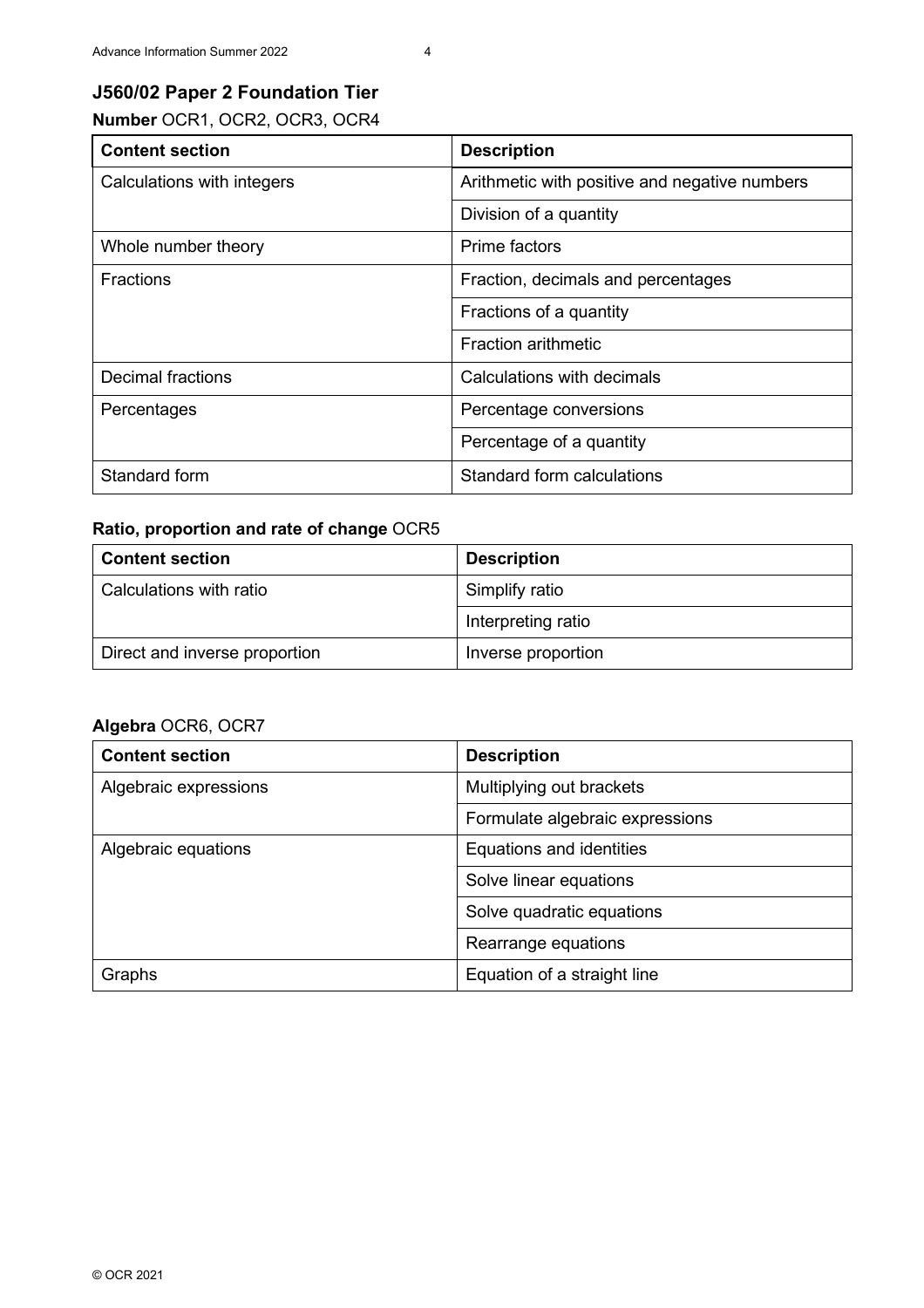## J560/02 Paper 2 Foundation Tier

**Number** OCR1, OCR2, OCR3, OCR4

| Content section | Description |
|---|---|
| Calculations with integers | Arithmetic with positive and negative numbers |
| | Division of a quantity |
| Whole number theory | Prime factors |
| Fractions | Fraction, decimals and percentages |
| | Fractions of a quantity |
| | Fraction arithmetic |
| Decimal fractions | Calculations with decimals |
| Percentages | Percentage conversions |
| | Percentage of a quantity |
| Standard form | Standard form calculations |

**Ratio, proportion and rate of change** OCR5

| Content section | Description |
|---|---|
| Calculations with ratio | Simplify ratio |
| | Interpreting ratio |
| Direct and inverse proportion | Inverse proportion |

**Algebra** OCR6, OCR7

| Content section | Description |
|---|---|
| Algebraic expressions | Multiplying out brackets |
| | Formulate algebraic expressions |
| Algebraic equations | Equations and identities |
| | Solve linear equations |
| | Solve quadratic equations |
| | Rearrange equations |
| Graphs | Equation of a straight line |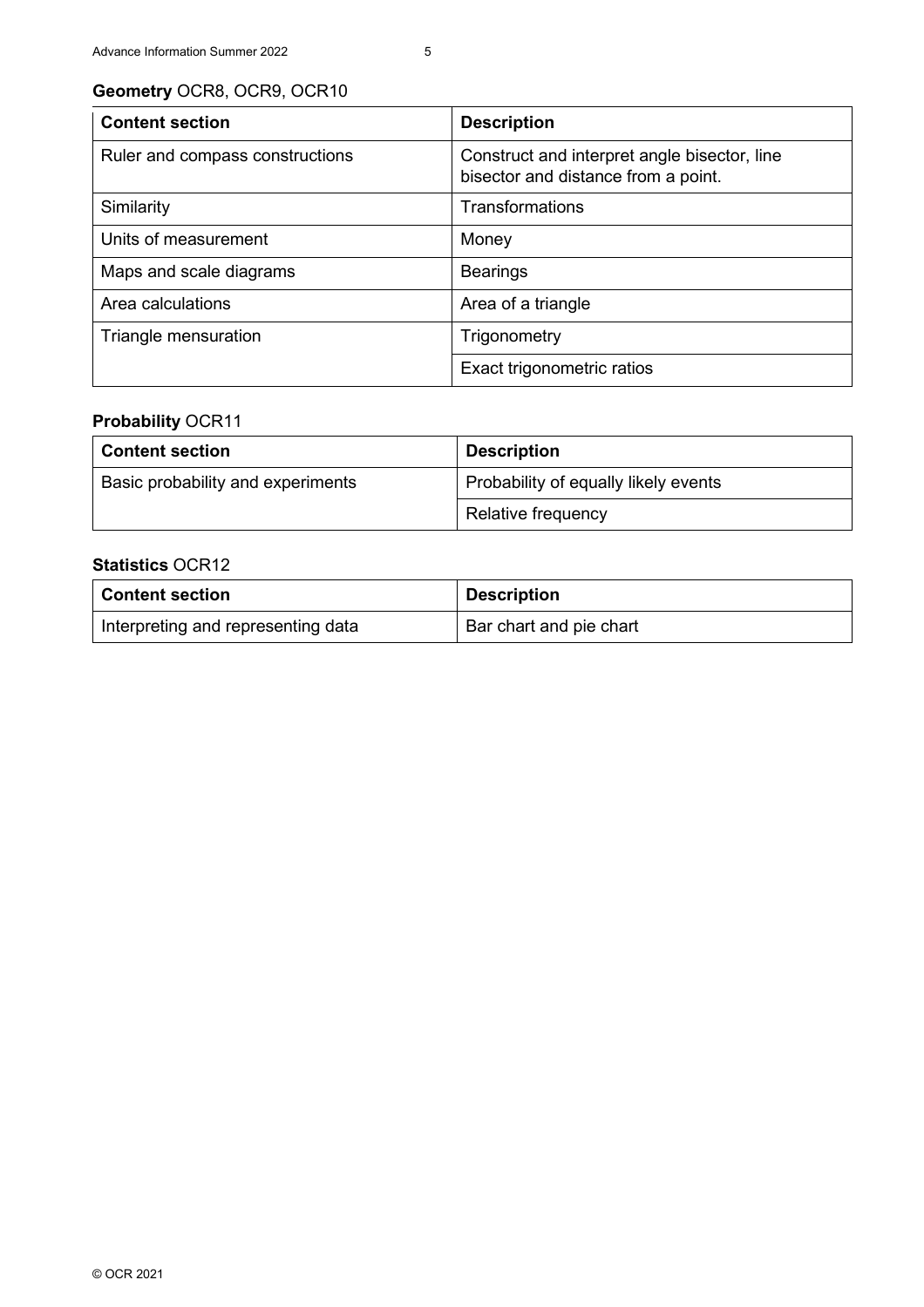**Geometry** OCR8, OCR9, OCR10

| Content section | Description |
| --- | --- |
| Ruler and compass constructions | Construct and interpret angle bisector, line bisector and distance from a point. |
| Similarity | Transformations |
| Units of measurement | Money |
| Maps and scale diagrams | Bearings |
| Area calculations | Area of a triangle |
| Triangle mensuration | Trigonometry |
| | Exact trigonometric ratios |

**Probability** OCR11

| Content section | Description |
| --- | --- |
| Basic probability and experiments | Probability of equally likely events |
| | Relative frequency |

**Statistics** OCR12

| Content section | Description |
| --- | --- |
| Interpreting and representing data | Bar chart and pie chart |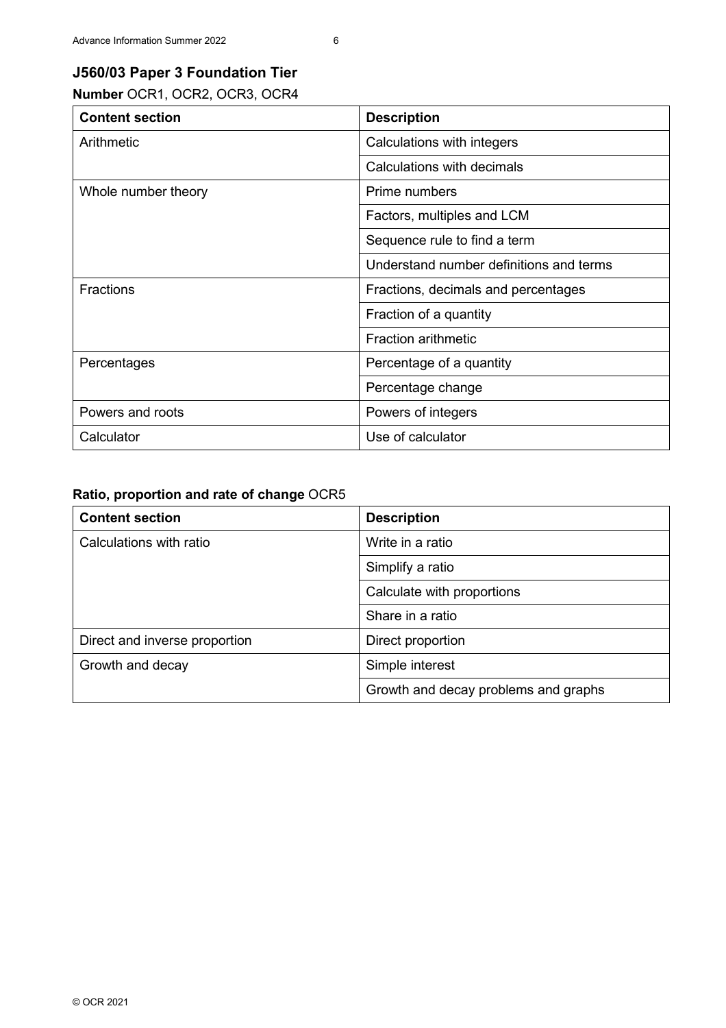## J560/03 Paper 3 Foundation Tier

**Number** OCR1, OCR2, OCR3, OCR4

| Content section | Description |
| --- | --- |
| Arithmetic | Calculations with integers |
| | Calculations with decimals |
| Whole number theory | Prime numbers |
| | Factors, multiples and LCM |
| | Sequence rule to find a term |
| | Understand number definitions and terms |
| Fractions | Fractions, decimals and percentages |
| | Fraction of a quantity |
| | Fraction arithmetic |
| Percentages | Percentage of a quantity |
| | Percentage change |
| Powers and roots | Powers of integers |
| Calculator | Use of calculator |

**Ratio, proportion and rate of change** OCR5

| Content section | Description |
| --- | --- |
| Calculations with ratio | Write in a ratio |
| | Simplify a ratio |
| | Calculate with proportions |
| | Share in a ratio |
| Direct and inverse proportion | Direct proportion |
| Growth and decay | Simple interest |
| | Growth and decay problems and graphs |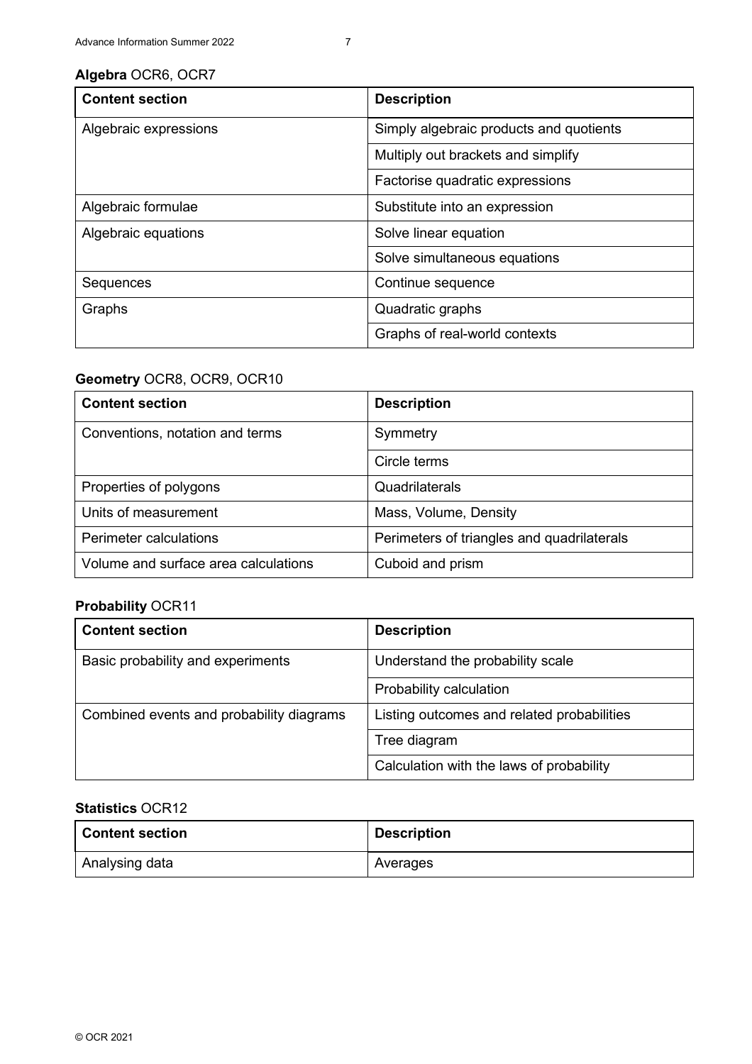**Algebra** OCR6, OCR7

| Content section | Description |
| --- | --- |
| Algebraic expressions | Simply algebraic products and quotients |
| | Multiply out brackets and simplify |
| | Factorise quadratic expressions |
| Algebraic formulae | Substitute into an expression |
| Algebraic equations | Solve linear equation |
| | Solve simultaneous equations |
| Sequences | Continue sequence |
| Graphs | Quadratic graphs |
| | Graphs of real-world contexts |

**Geometry** OCR8, OCR9, OCR10

| Content section | Description |
| --- | --- |
| Conventions, notation and terms | Symmetry |
| | Circle terms |
| Properties of polygons | Quadrilaterals |
| Units of measurement | Mass, Volume, Density |
| Perimeter calculations | Perimeters of triangles and quadrilaterals |
| Volume and surface area calculations | Cuboid and prism |

**Probability** OCR11

| Content section | Description |
| --- | --- |
| Basic probability and experiments | Understand the probability scale |
| | Probability calculation |
| Combined events and probability diagrams | Listing outcomes and related probabilities |
| | Tree diagram |
| | Calculation with the laws of probability |

**Statistics** OCR12

| Content section | Description |
| --- | --- |
| Analysing data | Averages |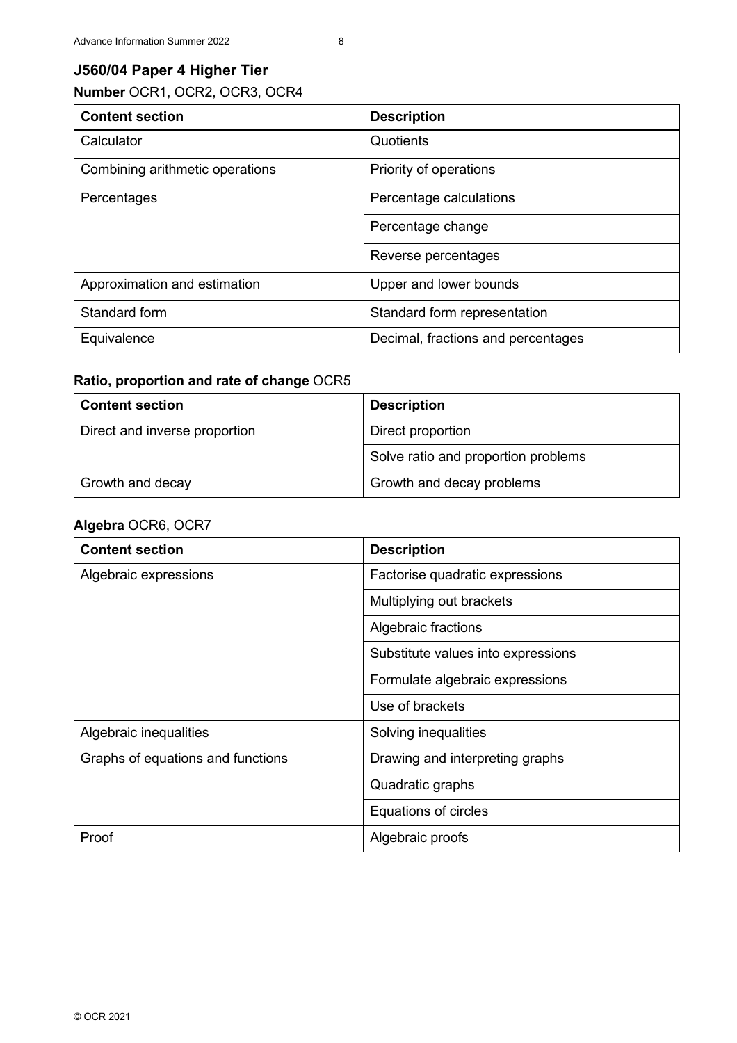## J560/04 Paper 4 Higher Tier

**Number** OCR1, OCR2, OCR3, OCR4

| Content section | Description |
|---|---|
| Calculator | Quotients |
| Combining arithmetic operations | Priority of operations |
| Percentages | Percentage calculations |
| | Percentage change |
| | Reverse percentages |
| Approximation and estimation | Upper and lower bounds |
| Standard form | Standard form representation |
| Equivalence | Decimal, fractions and percentages |

**Ratio, proportion and rate of change** OCR5

| Content section | Description |
|---|---|
| Direct and inverse proportion | Direct proportion |
| | Solve ratio and proportion problems |
| Growth and decay | Growth and decay problems |

**Algebra** OCR6, OCR7

| Content section | Description |
|---|---|
| Algebraic expressions | Factorise quadratic expressions |
| | Multiplying out brackets |
| | Algebraic fractions |
| | Substitute values into expressions |
| | Formulate algebraic expressions |
| | Use of brackets |
| Algebraic inequalities | Solving inequalities |
| Graphs of equations and functions | Drawing and interpreting graphs |
| | Quadratic graphs |
| | Equations of circles |
| Proof | Algebraic proofs |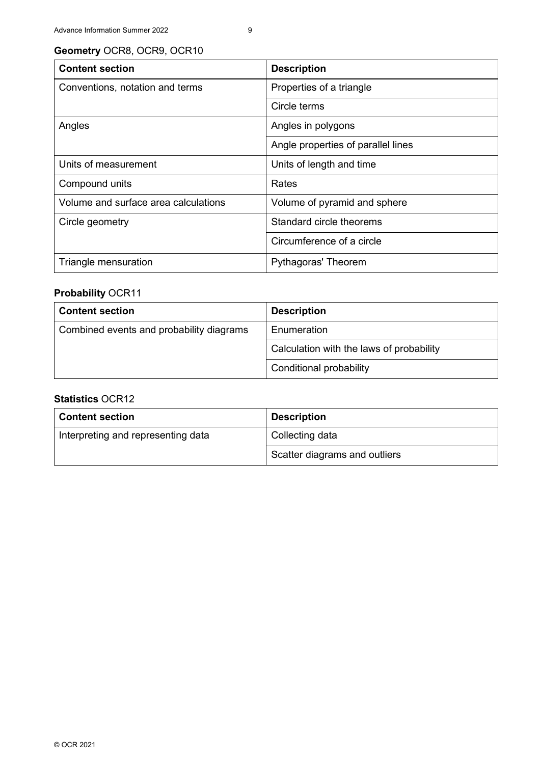**Geometry** OCR8, OCR9, OCR10

| Content section | Description |
| --- | --- |
| Conventions, notation and terms | Properties of a triangle |
| | Circle terms |
| Angles | Angles in polygons |
| | Angle properties of parallel lines |
| Units of measurement | Units of length and time |
| Compound units | Rates |
| Volume and surface area calculations | Volume of pyramid and sphere |
| Circle geometry | Standard circle theorems |
| | Circumference of a circle |
| Triangle mensuration | Pythagoras' Theorem |

**Probability** OCR11

| Content section | Description |
| --- | --- |
| Combined events and probability diagrams | Enumeration |
| | Calculation with the laws of probability |
| | Conditional probability |

**Statistics** OCR12

| Content section | Description |
| --- | --- |
| Interpreting and representing data | Collecting data |
| | Scatter diagrams and outliers |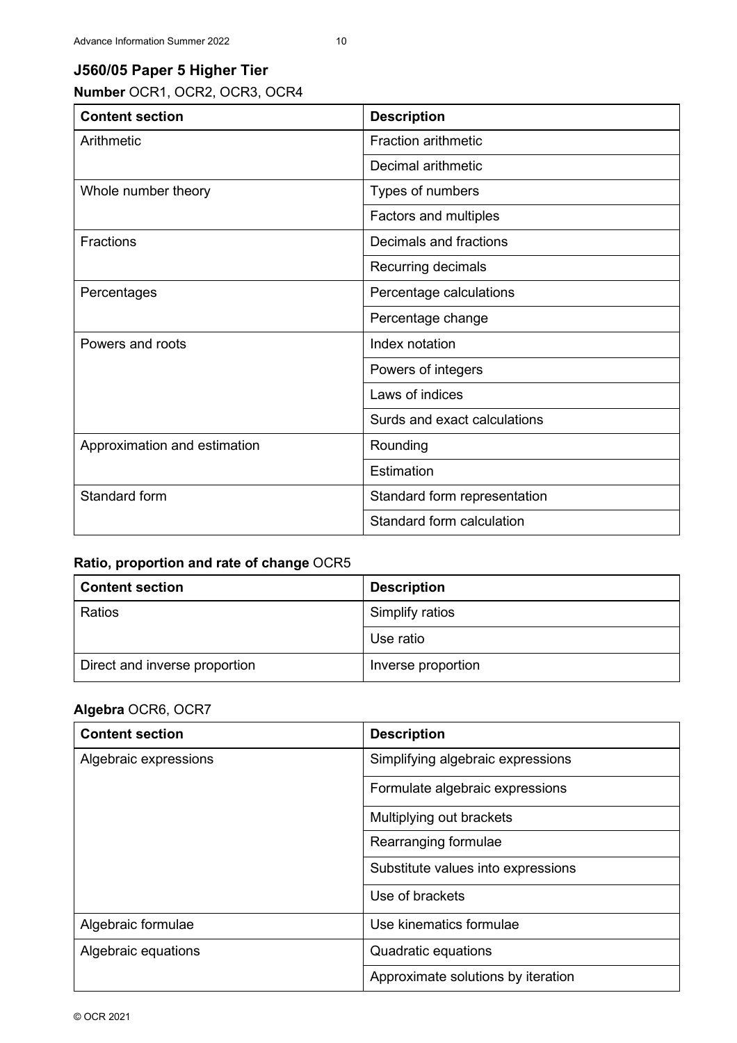## J560/05 Paper 5 Higher Tier

**Number** OCR1, OCR2, OCR3, OCR4

| Content section | Description |
| --- | --- |
| Arithmetic | Fraction arithmetic |
| | Decimal arithmetic |
| Whole number theory | Types of numbers |
| | Factors and multiples |
| Fractions | Decimals and fractions |
| | Recurring decimals |
| Percentages | Percentage calculations |
| | Percentage change |
| Powers and roots | Index notation |
| | Powers of integers |
| | Laws of indices |
| | Surds and exact calculations |
| Approximation and estimation | Rounding |
| | Estimation |
| Standard form | Standard form representation |
| | Standard form calculation |

**Ratio, proportion and rate of change** OCR5

| Content section | Description |
| --- | --- |
| Ratios | Simplify ratios |
| | Use ratio |
| Direct and inverse proportion | Inverse proportion |

**Algebra** OCR6, OCR7

| Content section | Description |
| --- | --- |
| Algebraic expressions | Simplifying algebraic expressions |
| | Formulate algebraic expressions |
| | Multiplying out brackets |
| | Rearranging formulae |
| | Substitute values into expressions |
| | Use of brackets |
| Algebraic formulae | Use kinematics formulae |
| Algebraic equations | Quadratic equations |
| | Approximate solutions by iteration |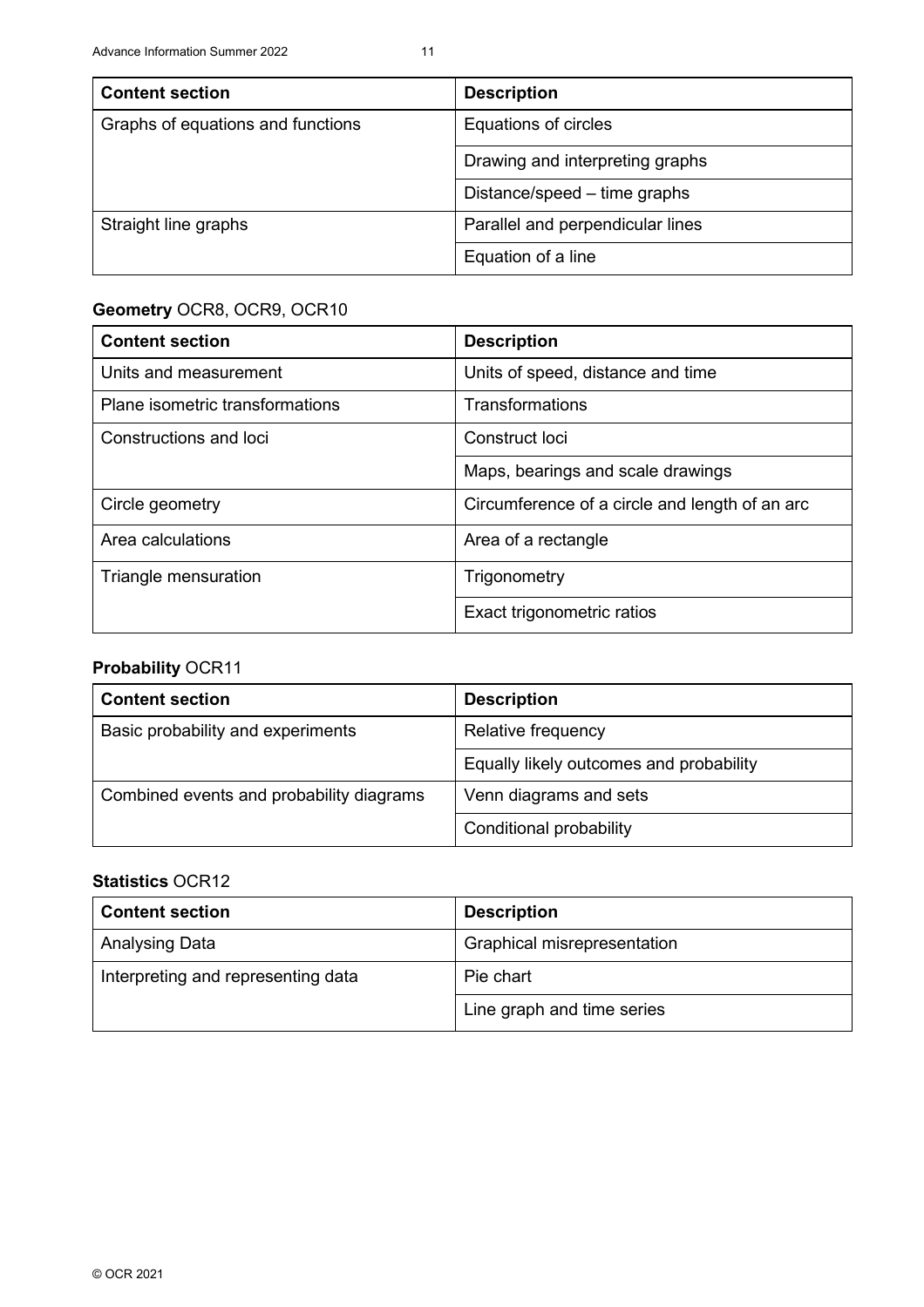| Content section | Description |
| --- | --- |
| Graphs of equations and functions | Equations of circles |
| | Drawing and interpreting graphs |
| | Distance/speed – time graphs |
| Straight line graphs | Parallel and perpendicular lines |
| | Equation of a line |

**Geometry** OCR8, OCR9, OCR10

| Content section | Description |
| --- | --- |
| Units and measurement | Units of speed, distance and time |
| Plane isometric transformations | Transformations |
| Constructions and loci | Construct loci |
| | Maps, bearings and scale drawings |
| Circle geometry | Circumference of a circle and length of an arc |
| Area calculations | Area of a rectangle |
| Triangle mensuration | Trigonometry |
| | Exact trigonometric ratios |

**Probability** OCR11

| Content section | Description |
| --- | --- |
| Basic probability and experiments | Relative frequency |
| | Equally likely outcomes and probability |
| Combined events and probability diagrams | Venn diagrams and sets |
| | Conditional probability |

**Statistics** OCR12

| Content section | Description |
| --- | --- |
| Analysing Data | Graphical misrepresentation |
| Interpreting and representing data | Pie chart |
| | Line graph and time series |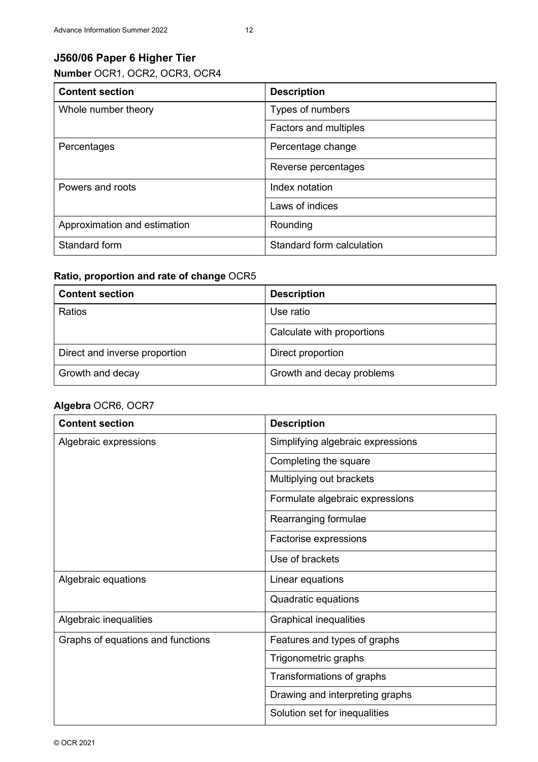## J560/06 Paper 6 Higher Tier

### **Number** OCR1, OCR2, OCR3, OCR4

| Content section | Description |
|---|---|
| Whole number theory | Types of numbers |
| | Factors and multiples |
| Percentages | Percentage change |
| | Reverse percentages |
| Powers and roots | Index notation |
| | Laws of indices |
| Approximation and estimation | Rounding |
| Standard form | Standard form calculation |

### **Ratio, proportion and rate of change** OCR5

| Content section | Description |
|---|---|
| Ratios | Use ratio |
| | Calculate with proportions |
| Direct and inverse proportion | Direct proportion |
| Growth and decay | Growth and decay problems |

### **Algebra** OCR6, OCR7

| Content section | Description |
|---|---|
| Algebraic expressions | Simplifying algebraic expressions |
| | Completing the square |
| | Multiplying out brackets |
| | Formulate algebraic expressions |
| | Rearranging formulae |
| | Factorise expressions |
| | Use of brackets |
| Algebraic equations | Linear equations |
| | Quadratic equations |
| Algebraic inequalities | Graphical inequalities |
| Graphs of equations and functions | Features and types of graphs |
| | Trigonometric graphs |
| | Transformations of graphs |
| | Drawing and interpreting graphs |
| | Solution set for inequalities |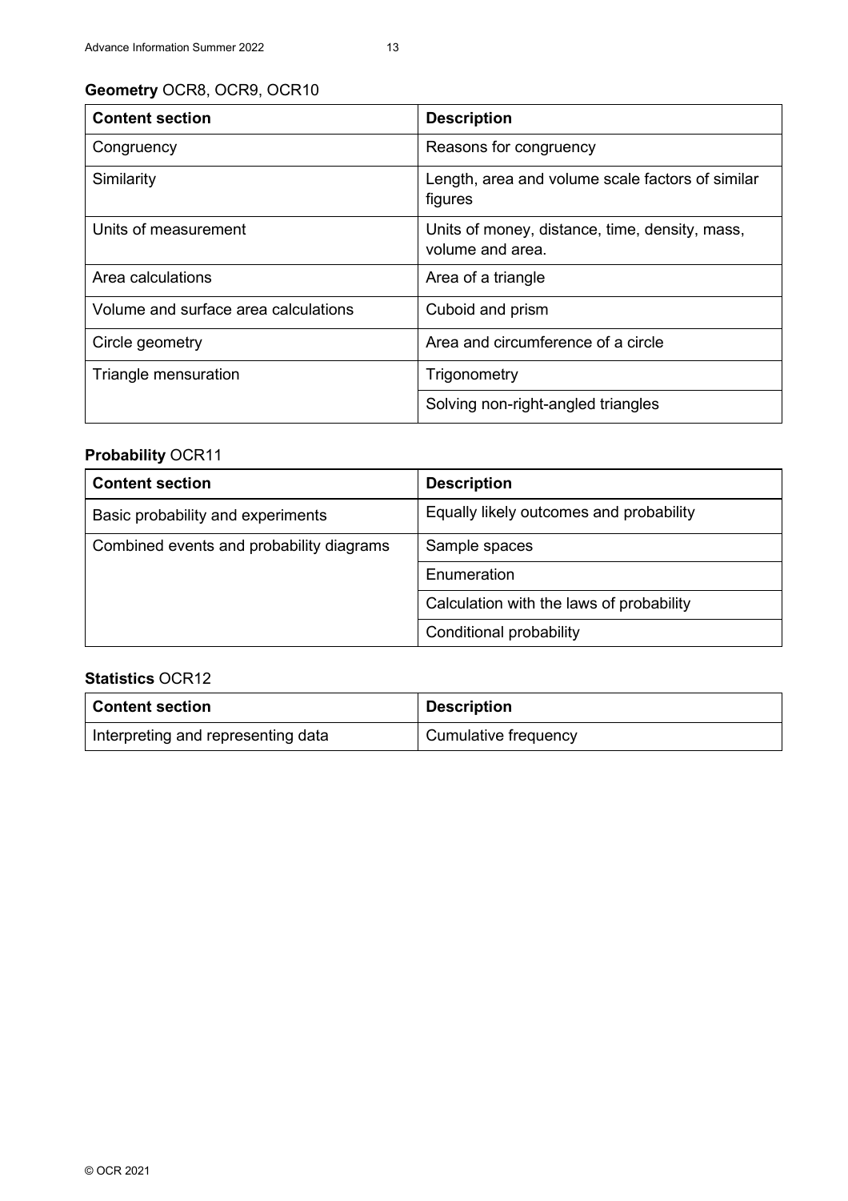**Geometry** OCR8, OCR9, OCR10

| **Content section** | **Description** |
|---|---|
| Congruency | Reasons for congruency |
| Similarity | Length, area and volume scale factors of similar figures |
| Units of measurement | Units of money, distance, time, density, mass, volume and area. |
| Area calculations | Area of a triangle |
| Volume and surface area calculations | Cuboid and prism |
| Circle geometry | Area and circumference of a circle |
| Triangle mensuration | Trigonometry |
| | Solving non-right-angled triangles |

**Probability** OCR11

| **Content section** | **Description** |
|---|---|
| Basic probability and experiments | Equally likely outcomes and probability |
| Combined events and probability diagrams | Sample spaces |
| | Enumeration |
| | Calculation with the laws of probability |
| | Conditional probability |

**Statistics** OCR12

| **Content section** | **Description** |
|---|---|
| Interpreting and representing data | Cumulative frequency |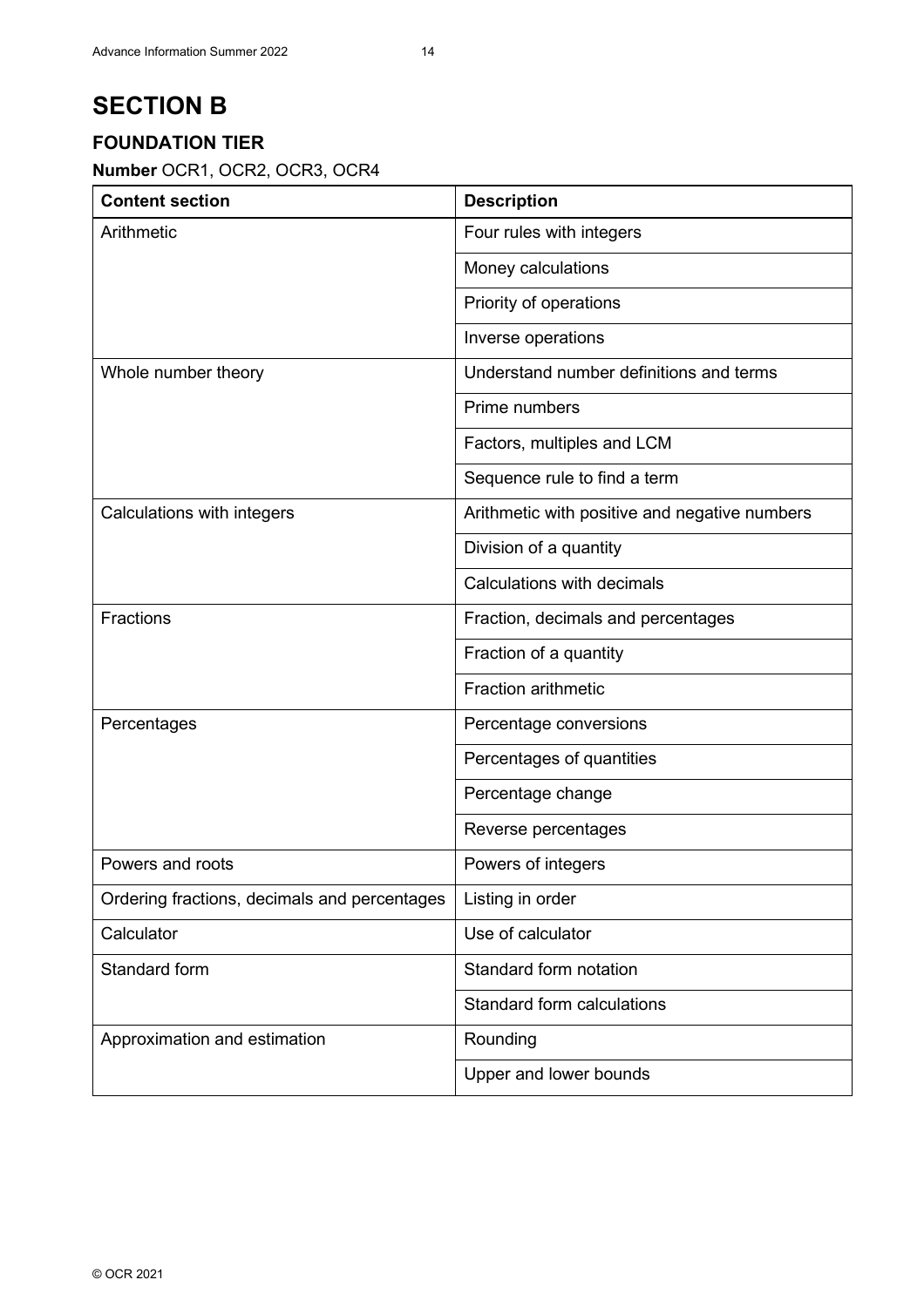# SECTION B

## FOUNDATION TIER

**Number** OCR1, OCR2, OCR3, OCR4

| Content section | Description |
|---|---|
| Arithmetic | Four rules with integers |
| | Money calculations |
| | Priority of operations |
| | Inverse operations |
| Whole number theory | Understand number definitions and terms |
| | Prime numbers |
| | Factors, multiples and LCM |
| | Sequence rule to find a term |
| Calculations with integers | Arithmetic with positive and negative numbers |
| | Division of a quantity |
| | Calculations with decimals |
| Fractions | Fraction, decimals and percentages |
| | Fraction of a quantity |
| | Fraction arithmetic |
| Percentages | Percentage conversions |
| | Percentages of quantities |
| | Percentage change |
| | Reverse percentages |
| Powers and roots | Powers of integers |
| Ordering fractions, decimals and percentages | Listing in order |
| Calculator | Use of calculator |
| Standard form | Standard form notation |
| | Standard form calculations |
| Approximation and estimation | Rounding |
| | Upper and lower bounds |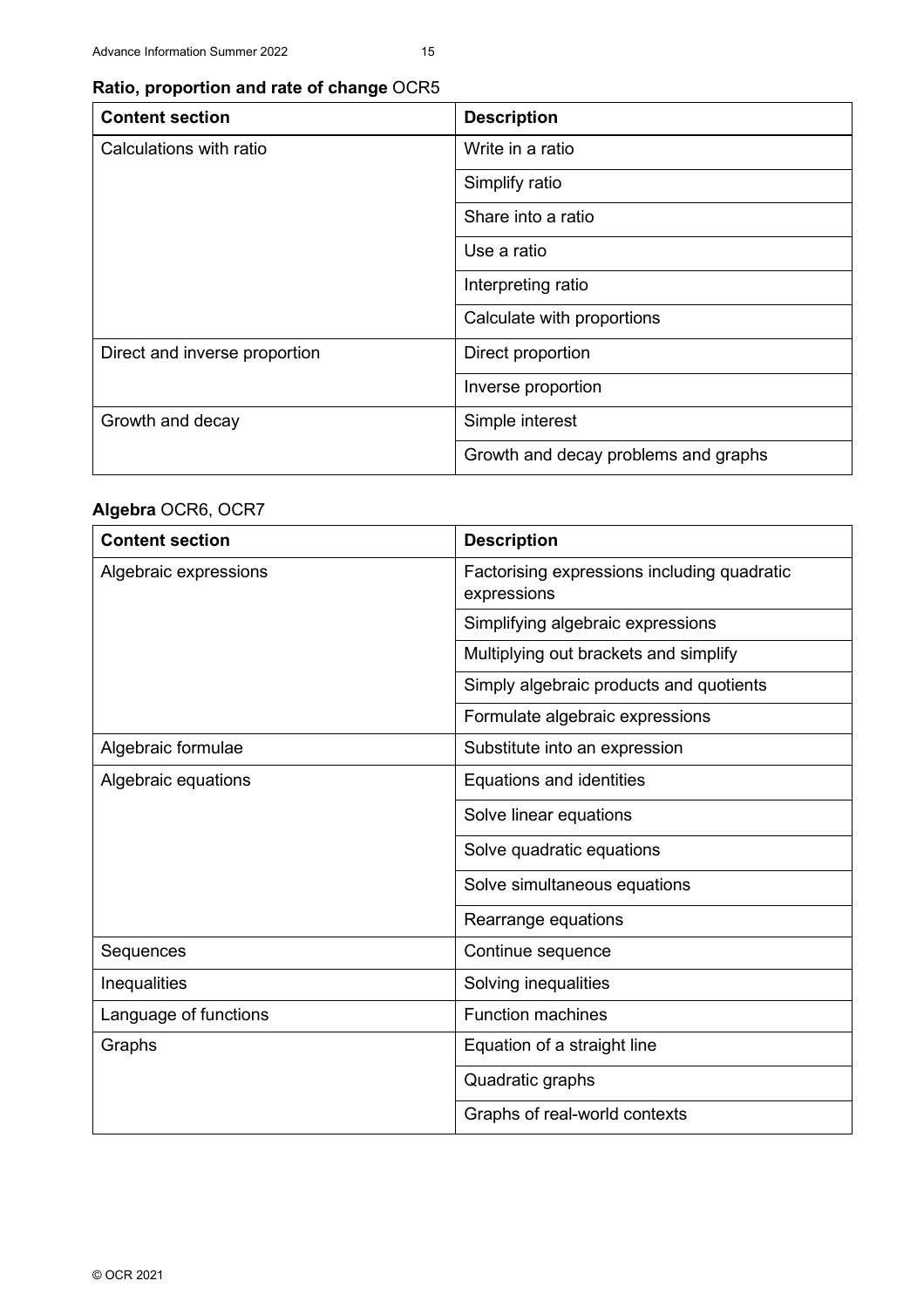**Ratio, proportion and rate of change** OCR5

| Content section | Description |
|---|---|
| Calculations with ratio | Write in a ratio |
| | Simplify ratio |
| | Share into a ratio |
| | Use a ratio |
| | Interpreting ratio |
| | Calculate with proportions |
| Direct and inverse proportion | Direct proportion |
| | Inverse proportion |
| Growth and decay | Simple interest |
| | Growth and decay problems and graphs |

**Algebra** OCR6, OCR7

| Content section | Description |
|---|---|
| Algebraic expressions | Factorising expressions including quadratic expressions |
| | Simplifying algebraic expressions |
| | Multiplying out brackets and simplify |
| | Simply algebraic products and quotients |
| | Formulate algebraic expressions |
| Algebraic formulae | Substitute into an expression |
| Algebraic equations | Equations and identities |
| | Solve linear equations |
| | Solve quadratic equations |
| | Solve simultaneous equations |
| | Rearrange equations |
| Sequences | Continue sequence |
| Inequalities | Solving inequalities |
| Language of functions | Function machines |
| Graphs | Equation of a straight line |
| | Quadratic graphs |
| | Graphs of real-world contexts |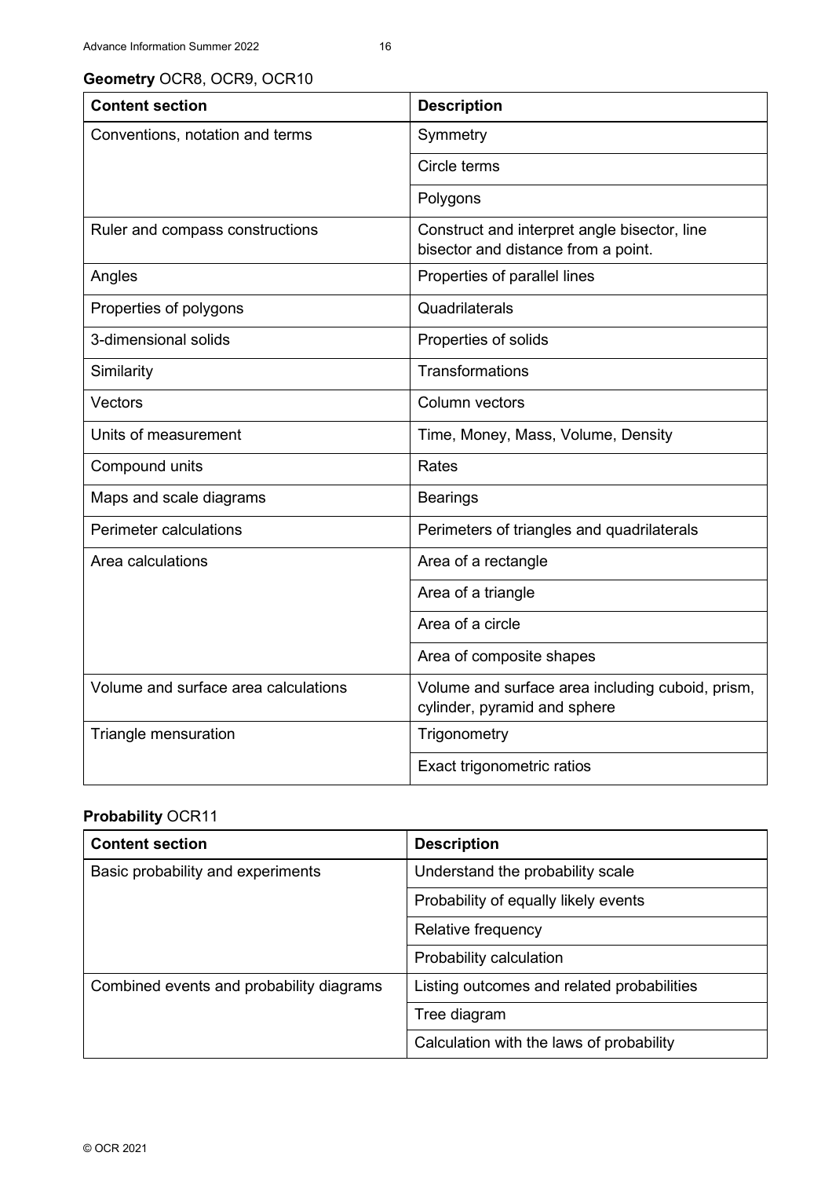**Geometry** OCR8, OCR9, OCR10

| Content section | Description |
|---|---|
| Conventions, notation and terms | Symmetry |
| | Circle terms |
| | Polygons |
| Ruler and compass constructions | Construct and interpret angle bisector, line bisector and distance from a point. |
| Angles | Properties of parallel lines |
| Properties of polygons | Quadrilaterals |
| 3-dimensional solids | Properties of solids |
| Similarity | Transformations |
| Vectors | Column vectors |
| Units of measurement | Time, Money, Mass, Volume, Density |
| Compound units | Rates |
| Maps and scale diagrams | Bearings |
| Perimeter calculations | Perimeters of triangles and quadrilaterals |
| Area calculations | Area of a rectangle |
| | Area of a triangle |
| | Area of a circle |
| | Area of composite shapes |
| Volume and surface area calculations | Volume and surface area including cuboid, prism, cylinder, pyramid and sphere |
| Triangle mensuration | Trigonometry |
| | Exact trigonometric ratios |

**Probability** OCR11

| Content section | Description |
|---|---|
| Basic probability and experiments | Understand the probability scale |
| | Probability of equally likely events |
| | Relative frequency |
| | Probability calculation |
| Combined events and probability diagrams | Listing outcomes and related probabilities |
| | Tree diagram |
| | Calculation with the laws of probability |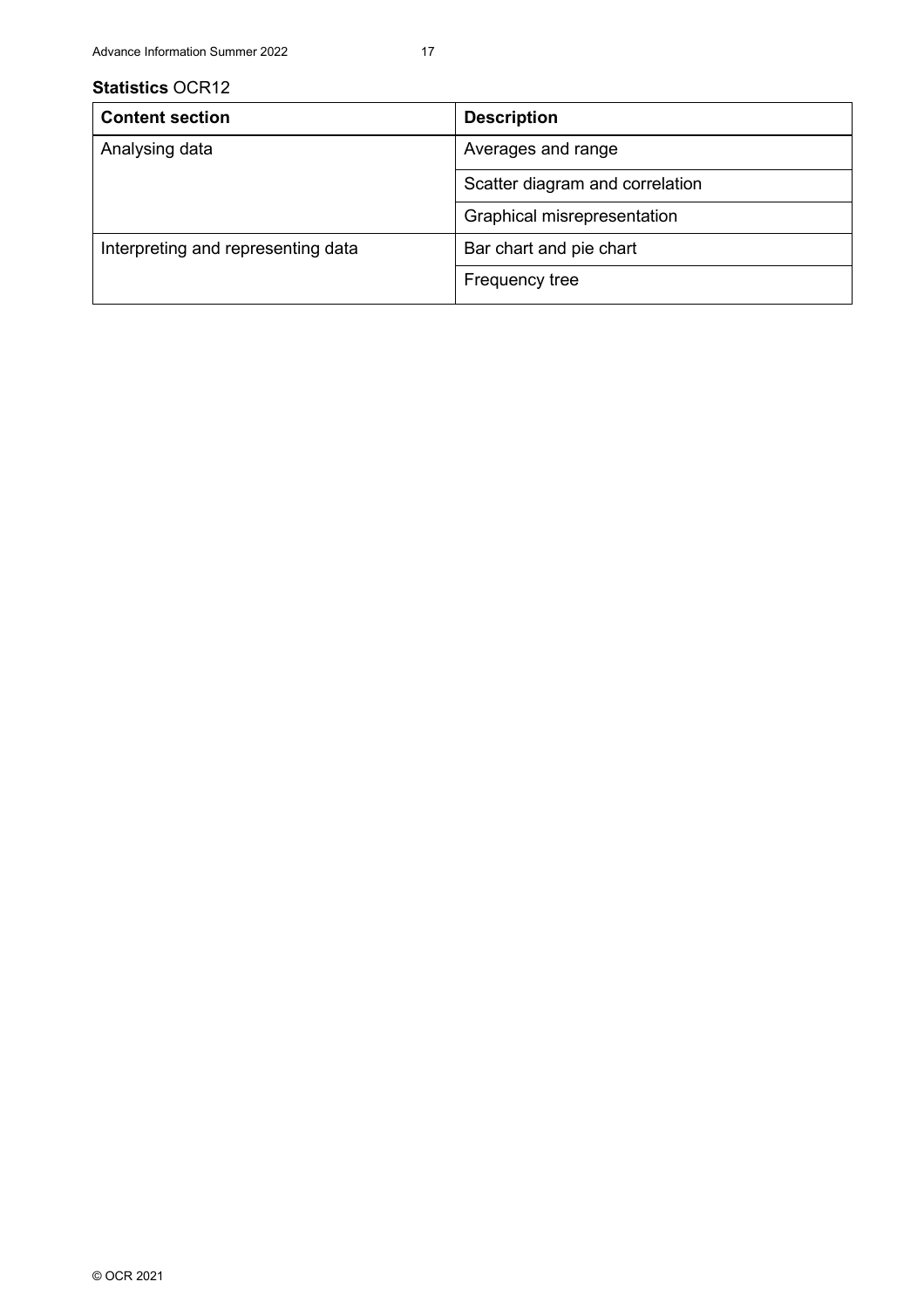**Statistics** OCR12

| Content section | Description |
| --- | --- |
| Analysing data | Averages and range |
| | Scatter diagram and correlation |
| | Graphical misrepresentation |
| Interpreting and representing data | Bar chart and pie chart |
| | Frequency tree |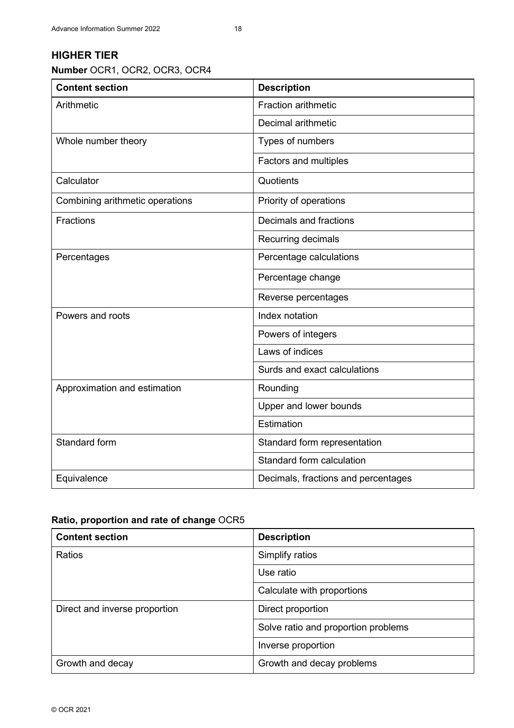## HIGHER TIER

**Number** OCR1, OCR2, OCR3, OCR4

| Content section | Description |
|---|---|
| Arithmetic | Fraction arithmetic |
| | Decimal arithmetic |
| Whole number theory | Types of numbers |
| | Factors and multiples |
| Calculator | Quotients |
| Combining arithmetic operations | Priority of operations |
| Fractions | Decimals and fractions |
| | Recurring decimals |
| Percentages | Percentage calculations |
| | Percentage change |
| | Reverse percentages |
| Powers and roots | Index notation |
| | Powers of integers |
| | Laws of indices |
| | Surds and exact calculations |
| Approximation and estimation | Rounding |
| | Upper and lower bounds |
| | Estimation |
| Standard form | Standard form representation |
| | Standard form calculation |
| Equivalence | Decimals, fractions and percentages |

**Ratio, proportion and rate of change** OCR5

| Content section | Description |
|---|---|
| Ratios | Simplify ratios |
| | Use ratio |
| | Calculate with proportions |
| Direct and inverse proportion | Direct proportion |
| | Solve ratio and proportion problems |
| | Inverse proportion |
| Growth and decay | Growth and decay problems |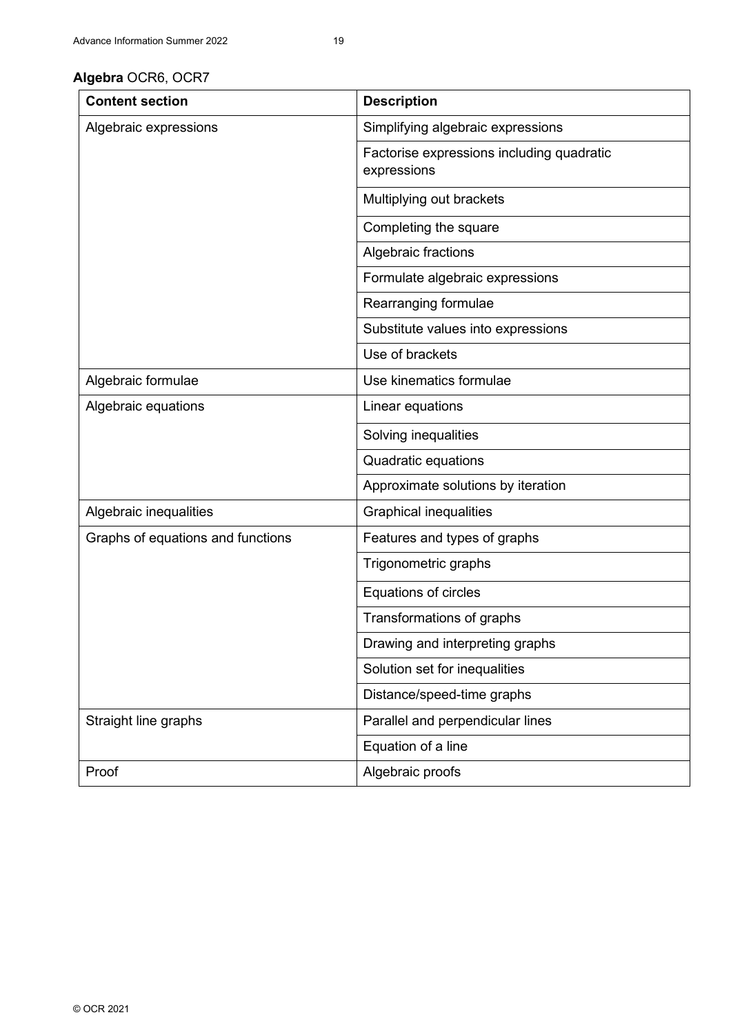**Algebra** OCR6, OCR7

| Content section | Description |
|---|---|
| Algebraic expressions | Simplifying algebraic expressions |
| | Factorise expressions including quadratic expressions |
| | Multiplying out brackets |
| | Completing the square |
| | Algebraic fractions |
| | Formulate algebraic expressions |
| | Rearranging formulae |
| | Substitute values into expressions |
| | Use of brackets |
| Algebraic formulae | Use kinematics formulae |
| Algebraic equations | Linear equations |
| | Solving inequalities |
| | Quadratic equations |
| | Approximate solutions by iteration |
| Algebraic inequalities | Graphical inequalities |
| Graphs of equations and functions | Features and types of graphs |
| | Trigonometric graphs |
| | Equations of circles |
| | Transformations of graphs |
| | Drawing and interpreting graphs |
| | Solution set for inequalities |
| | Distance/speed-time graphs |
| Straight line graphs | Parallel and perpendicular lines |
| | Equation of a line |
| Proof | Algebraic proofs |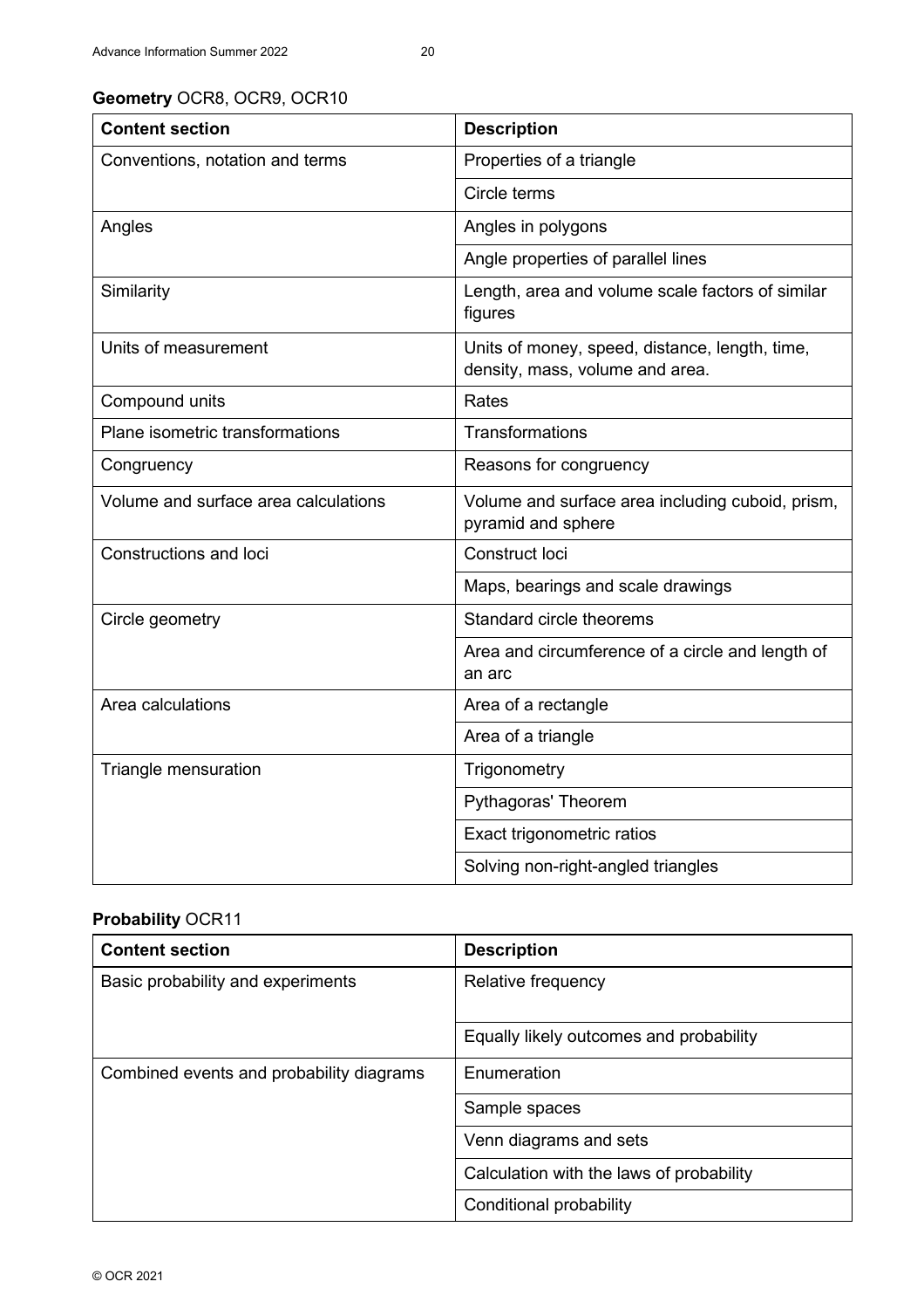**Geometry** OCR8, OCR9, OCR10

| Content section | Description |
|---|---|
| Conventions, notation and terms | Properties of a triangle |
| | Circle terms |
| Angles | Angles in polygons |
| | Angle properties of parallel lines |
| Similarity | Length, area and volume scale factors of similar figures |
| Units of measurement | Units of money, speed, distance, length, time, density, mass, volume and area. |
| Compound units | Rates |
| Plane isometric transformations | Transformations |
| Congruency | Reasons for congruency |
| Volume and surface area calculations | Volume and surface area including cuboid, prism, pyramid and sphere |
| Constructions and loci | Construct loci |
| | Maps, bearings and scale drawings |
| Circle geometry | Standard circle theorems |
| | Area and circumference of a circle and length of an arc |
| Area calculations | Area of a rectangle |
| | Area of a triangle |
| Triangle mensuration | Trigonometry |
| | Pythagoras' Theorem |
| | Exact trigonometric ratios |
| | Solving non-right-angled triangles |

**Probability** OCR11

| Content section | Description |
|---|---|
| Basic probability and experiments | Relative frequency |
| | Equally likely outcomes and probability |
| Combined events and probability diagrams | Enumeration |
| | Sample spaces |
| | Venn diagrams and sets |
| | Calculation with the laws of probability |
| | Conditional probability |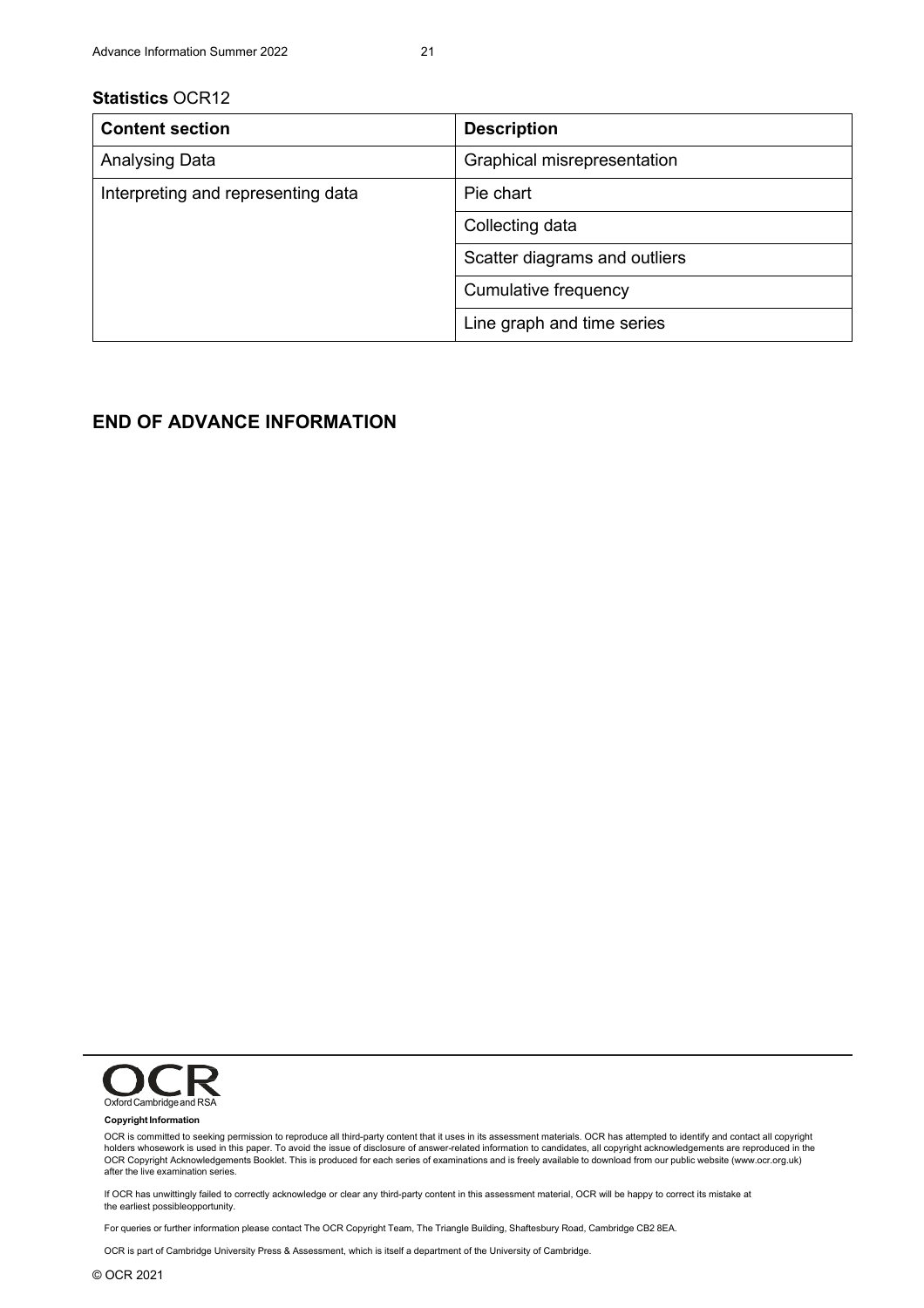**Statistics** OCR12

| Content section | Description |
|---|---|
| Analysing Data | Graphical misrepresentation |
| Interpreting and representing data | Pie chart |
| | Collecting data |
| | Scatter diagrams and outliers |
| | Cumulative frequency |
| | Line graph and time series |

## END OF ADVANCE INFORMATION

OCR
Oxford Cambridge and RSA

**Copyright Information**

OCR is committed to seeking permission to reproduce all third-party content that it uses in its assessment materials. OCR has attempted to identify and contact all copyright holders whosework is used in this paper. To avoid the issue of disclosure of answer-related information to candidates, all copyright acknowledgements are reproduced in the OCR Copyright Acknowledgements Booklet. This is produced for each series of examinations and is freely available to download from our public website (www.ocr.org.uk) after the live examination series.

If OCR has unwittingly failed to correctly acknowledge or clear any third-party content in this assessment material, OCR will be happy to correct its mistake at the earliest possibleopportunity.

For queries or further information please contact The OCR Copyright Team, The Triangle Building, Shaftesbury Road, Cambridge CB2 8EA.

OCR is part of Cambridge University Press & Assessment, which is itself a department of the University of Cambridge.

© OCR 2021